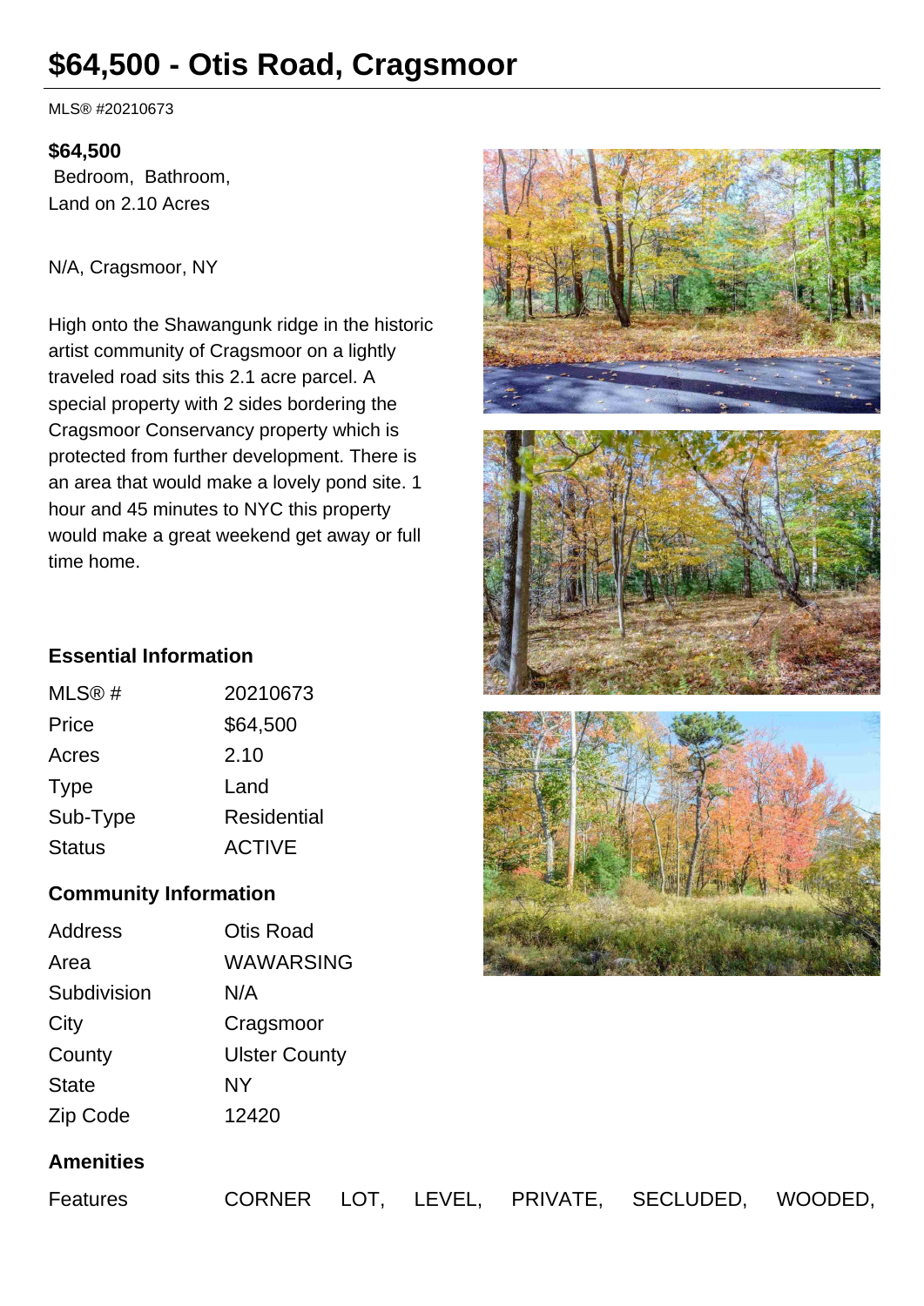# $64,500 - Otis Road, Cragsmoor

MLS® #20210673

**$64,500**
Bedroom, Bathroom,
Land on 2.10 Acres

N/A, Cragsmoor, NY

High onto the Shawangunk ridge in the historic artist community of Cragsmoor on a lightly traveled road sits this 2.1 acre parcel. A special property with 2 sides bordering the Cragsmoor Conservancy property which is protected from further development. There is an area that would make a lovely pond site. 1 hour and 45 minutes to NYC this property would make a great weekend get away or full time home.

### Essential Information

| | |
|---|---|
| MLS® # | 20210673 |
| Price | $64,500 |
| Acres | 2.10 |
| Type | Land |
| Sub-Type | Residential |
| Status | ACTIVE |

### Community Information

| | |
|---|---|
| Address | Otis Road |
| Area | WAWARSING |
| Subdivision | N/A |
| City | Cragsmoor |
| County | Ulster County |
| State | NY |
| Zip Code | 12420 |

### Amenities

| | |
|---|---|
| Features | CORNER LOT, LEVEL, PRIVATE, SECLUDED, WOODED, |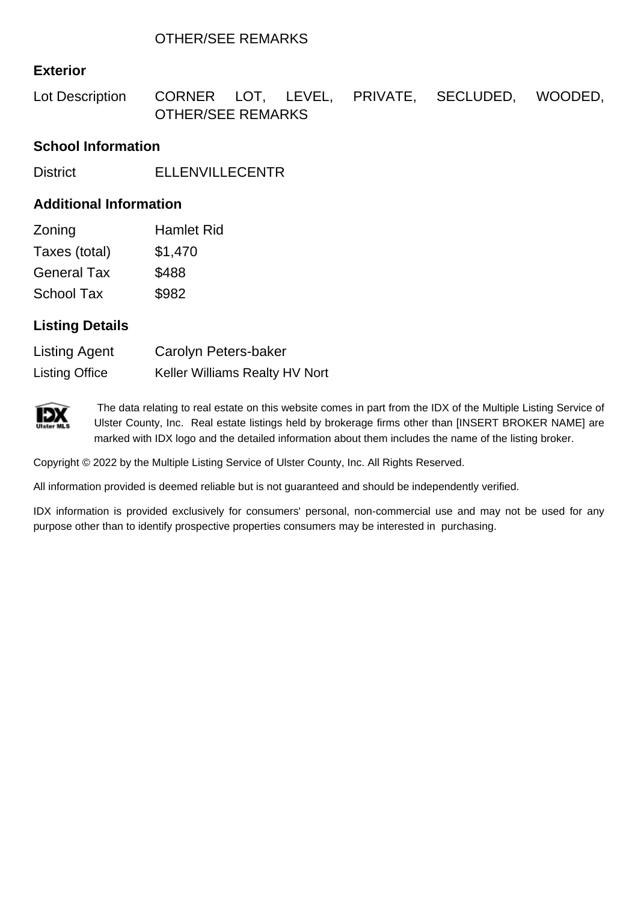OTHER/SEE REMARKS

## Exterior

| | |
|---|---|
| Lot Description | CORNER LOT, LEVEL, PRIVATE, SECLUDED, WOODED, OTHER/SEE REMARKS |

## School Information

| | |
|---|---|
| District | ELLENVILLECENTR |

## Additional Information

| | |
|---|---|
| Zoning | Hamlet Rid |
| Taxes (total) | $1,470 |
| General Tax | $488 |
| School Tax | $982 |

## Listing Details

| | |
|---|---|
| Listing Agent | Carolyn Peters-baker |
| Listing Office | Keller Williams Realty HV Nort |

The data relating to real estate on this website comes in part from the IDX of the Multiple Listing Service of Ulster County, Inc. Real estate listings held by brokerage firms other than [INSERT BROKER NAME] are marked with IDX logo and the detailed information about them includes the name of the listing broker.

Copyright © 2022 by the Multiple Listing Service of Ulster County, Inc. All Rights Reserved.

All information provided is deemed reliable but is not guaranteed and should be independently verified.

IDX information is provided exclusively for consumers' personal, non-commercial use and may not be used for any purpose other than to identify prospective properties consumers may be interested in purchasing.